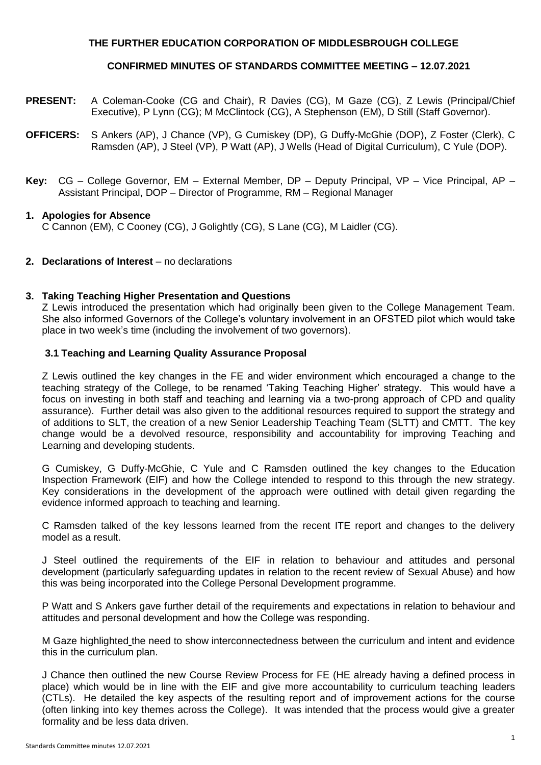**THE FURTHER EDUCATION CORPORATION OF MIDDLESBROUGH COLLEGE**

**CONFIRMED MINUTES OF STANDARDS COMMITTEE MEETING – 12.07.2021**

**PRESENT:** A Coleman-Cooke (CG and Chair), R Davies (CG), M Gaze (CG), Z Lewis (Principal/Chief Executive), P Lynn (CG); M McClintock (CG), A Stephenson (EM), D Still (Staff Governor).

**OFFICERS:** S Ankers (AP), J Chance (VP), G Cumiskey (DP), G Duffy-McGhie (DOP), Z Foster (Clerk), C Ramsden (AP), J Steel (VP), P Watt (AP), J Wells (Head of Digital Curriculum), C Yule (DOP).

**Key:** CG – College Governor, EM – External Member, DP – Deputy Principal, VP – Vice Principal, AP – Assistant Principal, DOP – Director of Programme, RM – Regional Manager

**1. Apologies for Absence**

C Cannon (EM), C Cooney (CG), J Golightly (CG), S Lane (CG), M Laidler (CG).

**2. Declarations of Interest** – no declarations

**3. Taking Teaching Higher Presentation and Questions**

Z Lewis introduced the presentation which had originally been given to the College Management Team. She also informed Governors of the College's voluntary involvement in an OFSTED pilot which would take place in two week's time (including the involvement of two governors).

**3.1 Teaching and Learning Quality Assurance Proposal**

Z Lewis outlined the key changes in the FE and wider environment which encouraged a change to the teaching strategy of the College, to be renamed 'Taking Teaching Higher' strategy. This would have a focus on investing in both staff and teaching and learning via a two-prong approach of CPD and quality assurance). Further detail was also given to the additional resources required to support the strategy and of additions to SLT, the creation of a new Senior Leadership Teaching Team (SLTT) and CMTT. The key change would be a devolved resource, responsibility and accountability for improving Teaching and Learning and developing students.

G Cumiskey, G Duffy-McGhie, C Yule and C Ramsden outlined the key changes to the Education Inspection Framework (EIF) and how the College intended to respond to this through the new strategy. Key considerations in the development of the approach were outlined with detail given regarding the evidence informed approach to teaching and learning.

C Ramsden talked of the key lessons learned from the recent ITE report and changes to the delivery model as a result.

J Steel outlined the requirements of the EIF in relation to behaviour and attitudes and personal development (particularly safeguarding updates in relation to the recent review of Sexual Abuse) and how this was being incorporated into the College Personal Development programme.

P Watt and S Ankers gave further detail of the requirements and expectations in relation to behaviour and attitudes and personal development and how the College was responding.

M Gaze highlighted the need to show interconnectedness between the curriculum and intent and evidence this in the curriculum plan.

J Chance then outlined the new Course Review Process for FE (HE already having a defined process in place) which would be in line with the EIF and give more accountability to curriculum teaching leaders (CTLs). He detailed the key aspects of the resulting report and of improvement actions for the course (often linking into key themes across the College). It was intended that the process would give a greater formality and be less data driven.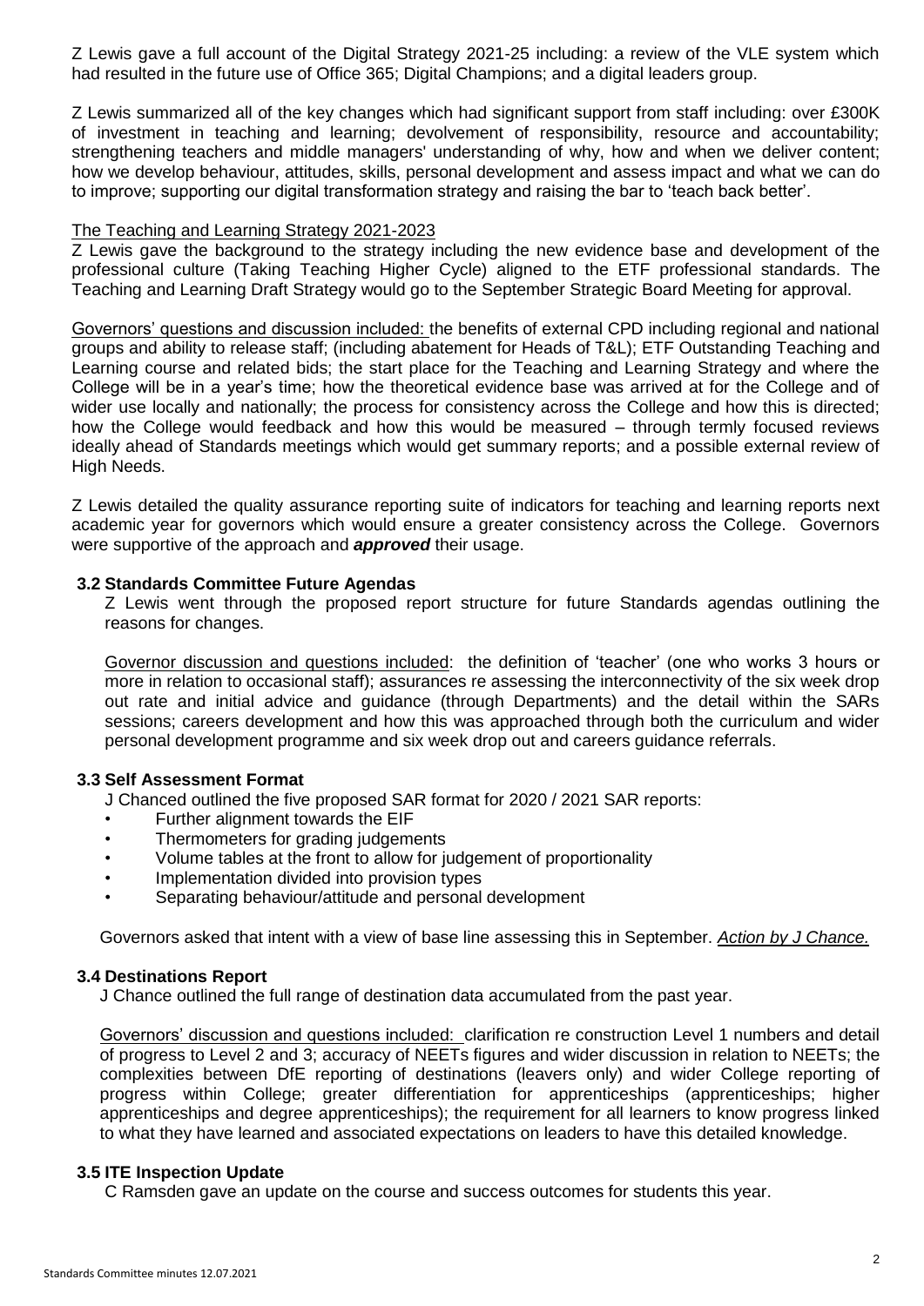Z Lewis gave a full account of the Digital Strategy 2021-25 including: a review of the VLE system which had resulted in the future use of Office 365; Digital Champions; and a digital leaders group.

Z Lewis summarized all of the key changes which had significant support from staff including: over £300K of investment in teaching and learning; devolvement of responsibility, resource and accountability; strengthening teachers and middle managers' understanding of why, how and when we deliver content; how we develop behaviour, attitudes, skills, personal development and assess impact and what we can do to improve; supporting our digital transformation strategy and raising the bar to 'teach back better'.

<u>The Teaching and Learning Strategy 2021-2023</u>
Z Lewis gave the background to the strategy including the new evidence base and development of the professional culture (Taking Teaching Higher Cycle) aligned to the ETF professional standards. The Teaching and Learning Draft Strategy would go to the September Strategic Board Meeting for approval.

<u>Governors' questions and discussion included:</u> the benefits of external CPD including regional and national groups and ability to release staff; (including abatement for Heads of T&L); ETF Outstanding Teaching and Learning course and related bids; the start place for the Teaching and Learning Strategy and where the College will be in a year's time; how the theoretical evidence base was arrived at for the College and of wider use locally and nationally; the process for consistency across the College and how this is directed; how the College would feedback and how this would be measured – through termly focused reviews ideally ahead of Standards meetings which would get summary reports; and a possible external review of High Needs.

Z Lewis detailed the quality assurance reporting suite of indicators for teaching and learning reports next academic year for governors which would ensure a greater consistency across the College. Governors were supportive of the approach and ***approved*** their usage.

### 3.2 Standards Committee Future Agendas

Z Lewis went through the proposed report structure for future Standards agendas outlining the reasons for changes.

<u>Governor discussion and questions included</u>: the definition of 'teacher' (one who works 3 hours or more in relation to occasional staff); assurances re assessing the interconnectivity of the six week drop out rate and initial advice and guidance (through Departments) and the detail within the SARs sessions; careers development and how this was approached through both the curriculum and wider personal development programme and six week drop out and careers guidance referrals.

### 3.3 Self Assessment Format

J Chanced outlined the five proposed SAR format for 2020 / 2021 SAR reports:

- Further alignment towards the EIF
- Thermometers for grading judgements
- Volume tables at the front to allow for judgement of proportionality
- Implementation divided into provision types
- Separating behaviour/attitude and personal development

Governors asked that intent with a view of base line assessing this in September. *<u>Action by J Chance.</u>*

### 3.4 Destinations Report

J Chance outlined the full range of destination data accumulated from the past year.

<u>Governors' discussion and questions included:</u> clarification re construction Level 1 numbers and detail of progress to Level 2 and 3; accuracy of NEETs figures and wider discussion in relation to NEETs; the complexities between DfE reporting of destinations (leavers only) and wider College reporting of progress within College; greater differentiation for apprenticeships (apprenticeships; higher apprenticeships and degree apprenticeships); the requirement for all learners to know progress linked to what they have learned and associated expectations on leaders to have this detailed knowledge.

### 3.5 ITE Inspection Update

C Ramsden gave an update on the course and success outcomes for students this year.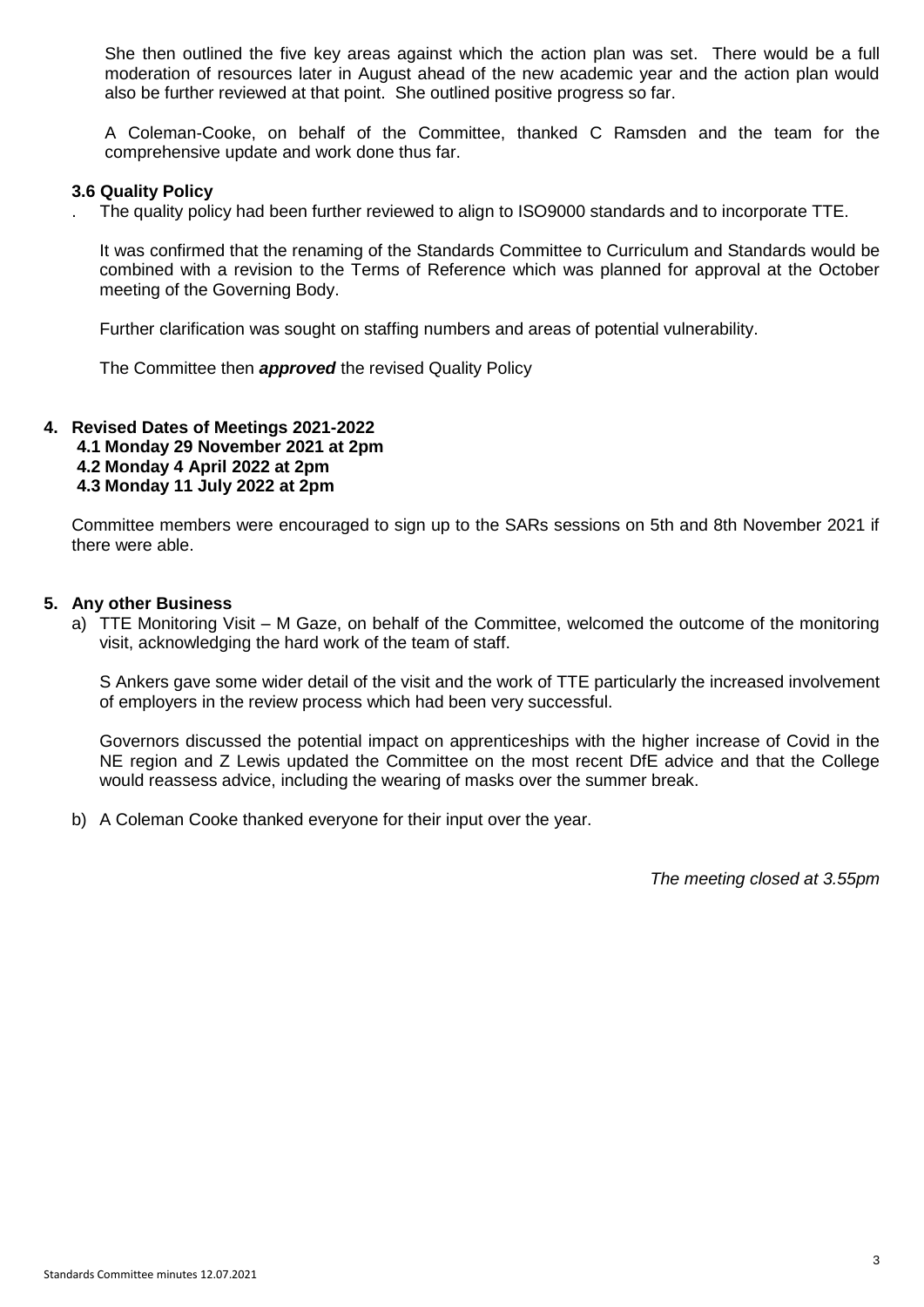She then outlined the five key areas against which the action plan was set. There would be a full moderation of resources later in August ahead of the new academic year and the action plan would also be further reviewed at that point. She outlined positive progress so far.

A Coleman-Cooke, on behalf of the Committee, thanked C Ramsden and the team for the comprehensive update and work done thus far.

**3.6 Quality Policy**

. The quality policy had been further reviewed to align to ISO9000 standards and to incorporate TTE.

It was confirmed that the renaming of the Standards Committee to Curriculum and Standards would be combined with a revision to the Terms of Reference which was planned for approval at the October meeting of the Governing Body.

Further clarification was sought on staffing numbers and areas of potential vulnerability.

The Committee then ***approved*** the revised Quality Policy

**4. Revised Dates of Meetings 2021-2022**
**4.1 Monday 29 November 2021 at 2pm**
**4.2 Monday 4 April 2022 at 2pm**
**4.3 Monday 11 July 2022 at 2pm**

Committee members were encouraged to sign up to the SARs sessions on 5th and 8th November 2021 if there were able.

**5. Any other Business**

a) TTE Monitoring Visit – M Gaze, on behalf of the Committee, welcomed the outcome of the monitoring visit, acknowledging the hard work of the team of staff.

   S Ankers gave some wider detail of the visit and the work of TTE particularly the increased involvement of employers in the review process which had been very successful.

   Governors discussed the potential impact on apprenticeships with the higher increase of Covid in the NE region and Z Lewis updated the Committee on the most recent DfE advice and that the College would reassess advice, including the wearing of masks over the summer break.

b) A Coleman Cooke thanked everyone for their input over the year.

*The meeting closed at 3.55pm*